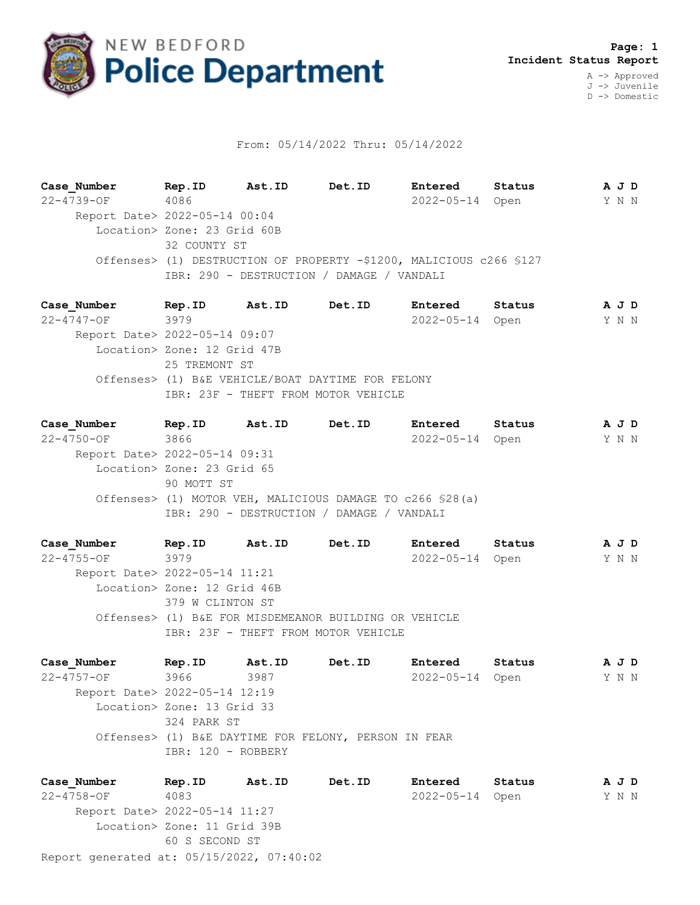NEW BEDFORD **Police Department**

**Page: 1**
**Incident Status Report**

A -> Approved
J -> Juvenile
D -> Domestic

From: 05/14/2022 Thru: 05/14/2022

| **Case_Number** | **Rep.ID** | **Ast.ID** | **Det.ID** | **Entered** | **Status** | **A J D** |
|---|---|---|---|---|---|---|
| 22-4739-OF | 4086 | | | 2022-05-14 | Open | Y N N |

Report Date> 2022-05-14 00:04
Location> Zone: 23 Grid 60B
32 COUNTY ST
Offenses> (1) DESTRUCTION OF PROPERTY -$1200, MALICIOUS c266 §127
IBR: 290 - DESTRUCTION / DAMAGE / VANDALI

| **Case_Number** | **Rep.ID** | **Ast.ID** | **Det.ID** | **Entered** | **Status** | **A J D** |
|---|---|---|---|---|---|---|
| 22-4747-OF | 3979 | | | 2022-05-14 | Open | Y N N |

Report Date> 2022-05-14 09:07
Location> Zone: 12 Grid 47B
25 TREMONT ST
Offenses> (1) B&E VEHICLE/BOAT DAYTIME FOR FELONY
IBR: 23F - THEFT FROM MOTOR VEHICLE

| **Case_Number** | **Rep.ID** | **Ast.ID** | **Det.ID** | **Entered** | **Status** | **A J D** |
|---|---|---|---|---|---|---|
| 22-4750-OF | 3866 | | | 2022-05-14 | Open | Y N N |

Report Date> 2022-05-14 09:31
Location> Zone: 23 Grid 65
90 MOTT ST
Offenses> (1) MOTOR VEH, MALICIOUS DAMAGE TO c266 §28(a)
IBR: 290 - DESTRUCTION / DAMAGE / VANDALI

| **Case_Number** | **Rep.ID** | **Ast.ID** | **Det.ID** | **Entered** | **Status** | **A J D** |
|---|---|---|---|---|---|---|
| 22-4755-OF | 3979 | | | 2022-05-14 | Open | Y N N |

Report Date> 2022-05-14 11:21
Location> Zone: 12 Grid 46B
379 W CLINTON ST
Offenses> (1) B&E FOR MISDEMEANOR BUILDING OR VEHICLE
IBR: 23F - THEFT FROM MOTOR VEHICLE

| **Case_Number** | **Rep.ID** | **Ast.ID** | **Det.ID** | **Entered** | **Status** | **A J D** |
|---|---|---|---|---|---|---|
| 22-4757-OF | 3966 | 3987 | | 2022-05-14 | Open | Y N N |

Report Date> 2022-05-14 12:19
Location> Zone: 13 Grid 33
324 PARK ST
Offenses> (1) B&E DAYTIME FOR FELONY, PERSON IN FEAR
IBR: 120 - ROBBERY

| **Case_Number** | **Rep.ID** | **Ast.ID** | **Det.ID** | **Entered** | **Status** | **A J D** |
|---|---|---|---|---|---|---|
| 22-4758-OF | 4083 | | | 2022-05-14 | Open | Y N N |

Report Date> 2022-05-14 11:27
Location> Zone: 11 Grid 39B
60 S SECOND ST

Report generated at: 05/15/2022, 07:40:02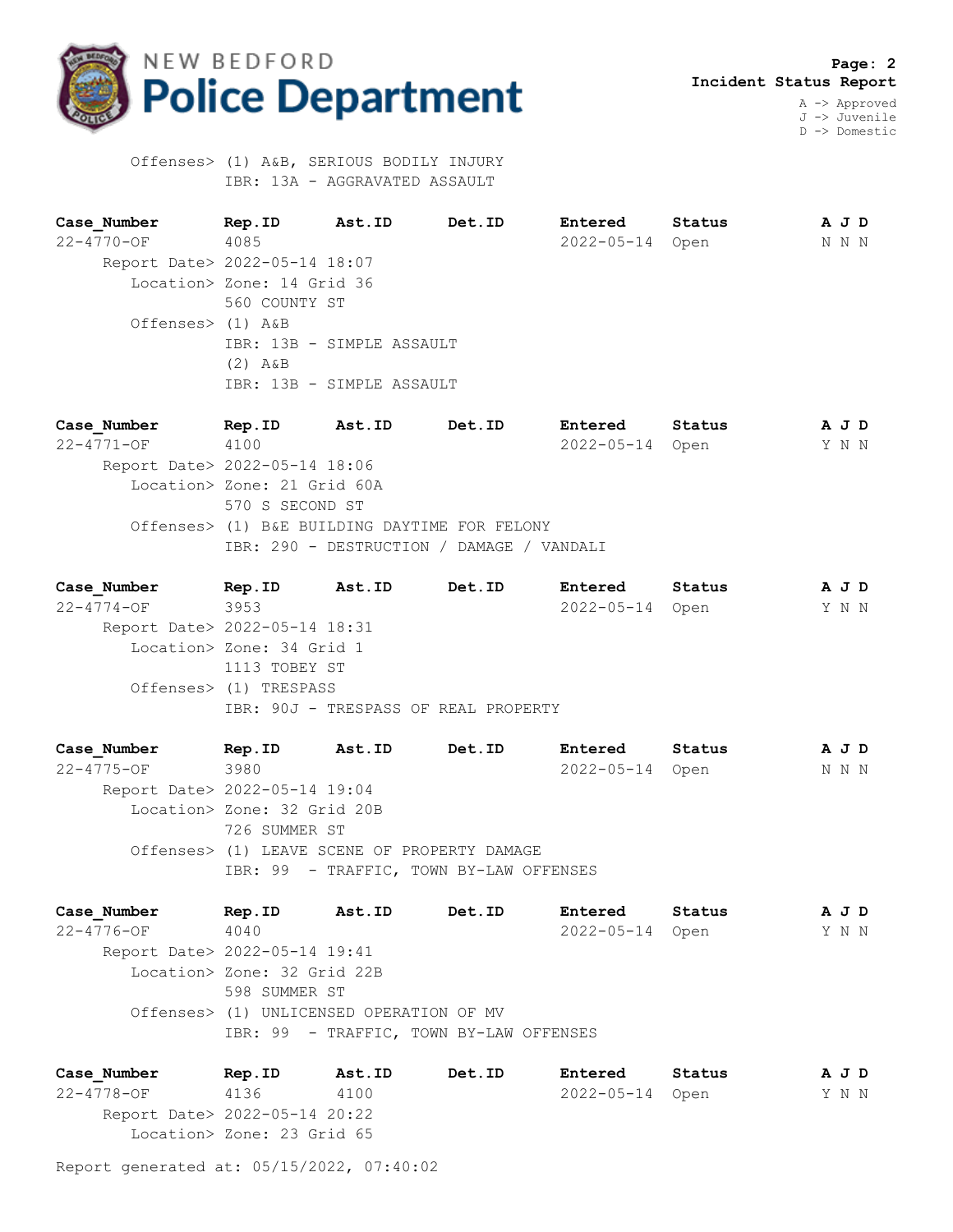Offenses> (1) A&B, SERIOUS BODILY INJURY
IBR: 13A - AGGRAVATED ASSAULT

| Case_Number | Rep.ID | Ast.ID | Det.ID | Entered | Status | A J D |
|---|---|---|---|---|---|---|
| 22-4770-OF | 4085 | | | 2022-05-14 | Open | N N N |

Report Date> 2022-05-14 18:07
Location> Zone: 14 Grid 36
560 COUNTY ST
Offenses> (1) A&B
IBR: 13B - SIMPLE ASSAULT
(2) A&B
IBR: 13B - SIMPLE ASSAULT

| Case_Number | Rep.ID | Ast.ID | Det.ID | Entered | Status | A J D |
|---|---|---|---|---|---|---|
| 22-4771-OF | 4100 | | | 2022-05-14 | Open | Y N N |

Report Date> 2022-05-14 18:06
Location> Zone: 21 Grid 60A
570 S SECOND ST
Offenses> (1) B&E BUILDING DAYTIME FOR FELONY
IBR: 290 - DESTRUCTION / DAMAGE / VANDALI

| Case_Number | Rep.ID | Ast.ID | Det.ID | Entered | Status | A J D |
|---|---|---|---|---|---|---|
| 22-4774-OF | 3953 | | | 2022-05-14 | Open | Y N N |

Report Date> 2022-05-14 18:31
Location> Zone: 34 Grid 1
1113 TOBEY ST
Offenses> (1) TRESPASS
IBR: 90J - TRESPASS OF REAL PROPERTY

| Case_Number | Rep.ID | Ast.ID | Det.ID | Entered | Status | A J D |
|---|---|---|---|---|---|---|
| 22-4775-OF | 3980 | | | 2022-05-14 | Open | N N N |

Report Date> 2022-05-14 19:04
Location> Zone: 32 Grid 20B
726 SUMMER ST
Offenses> (1) LEAVE SCENE OF PROPERTY DAMAGE
IBR: 99 - TRAFFIC, TOWN BY-LAW OFFENSES

| Case_Number | Rep.ID | Ast.ID | Det.ID | Entered | Status | A J D |
|---|---|---|---|---|---|---|
| 22-4776-OF | 4040 | | | 2022-05-14 | Open | Y N N |

Report Date> 2022-05-14 19:41
Location> Zone: 32 Grid 22B
598 SUMMER ST
Offenses> (1) UNLICENSED OPERATION OF MV
IBR: 99 - TRAFFIC, TOWN BY-LAW OFFENSES

| Case_Number | Rep.ID | Ast.ID | Det.ID | Entered | Status | A J D |
|---|---|---|---|---|---|---|
| 22-4778-OF | 4136 | 4100 | | 2022-05-14 | Open | Y N N |

Report Date> 2022-05-14 20:22
Location> Zone: 23 Grid 65

Report generated at: 05/15/2022, 07:40:02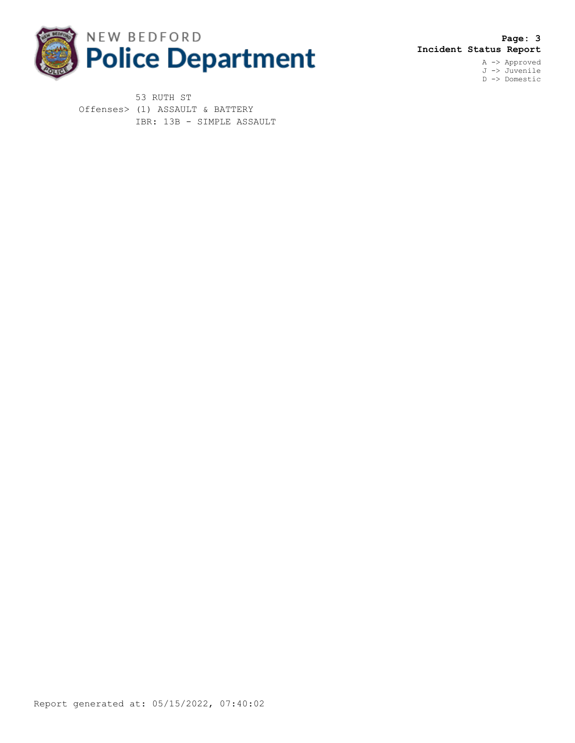53 RUTH ST
Offenses> (1) ASSAULT & BATTERY
IBR: 13B - SIMPLE ASSAULT